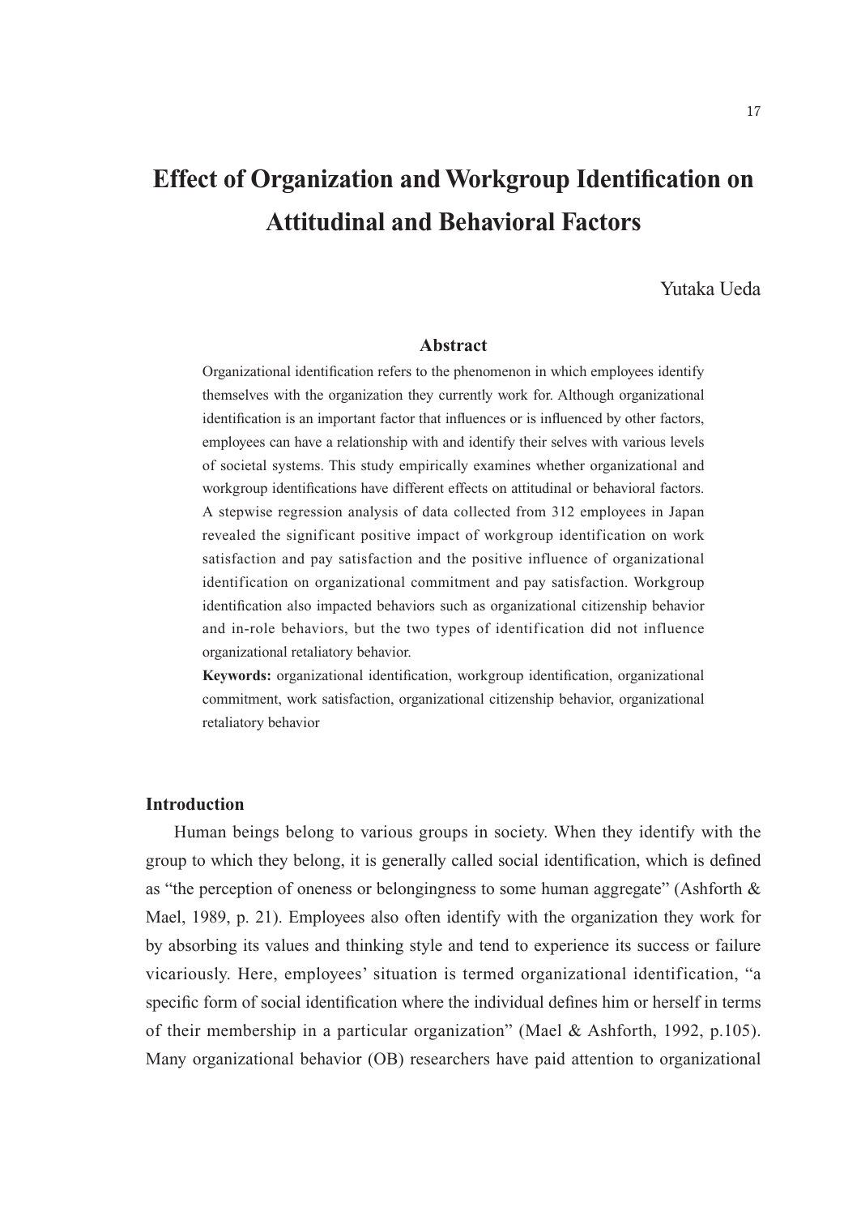# Effect of Organization and Workgroup Identification on Attitudinal and Behavioral Factors

Yutaka Ueda

## Abstract

Organizational identification refers to the phenomenon in which employees identify themselves with the organization they currently work for. Although organizational identification is an important factor that influences or is influenced by other factors, employees can have a relationship with and identify their selves with various levels of societal systems. This study empirically examines whether organizational and workgroup identifications have different effects on attitudinal or behavioral factors. A stepwise regression analysis of data collected from 312 employees in Japan revealed the significant positive impact of workgroup identification on work satisfaction and pay satisfaction and the positive influence of organizational identification on organizational commitment and pay satisfaction. Workgroup identification also impacted behaviors such as organizational citizenship behavior and in-role behaviors, but the two types of identification did not influence organizational retaliatory behavior.

**Keywords:** organizational identification, workgroup identification, organizational commitment, work satisfaction, organizational citizenship behavior, organizational retaliatory behavior

## Introduction

Human beings belong to various groups in society. When they identify with the group to which they belong, it is generally called social identification, which is defined as "the perception of oneness or belongingness to some human aggregate" (Ashforth & Mael, 1989, p. 21). Employees also often identify with the organization they work for by absorbing its values and thinking style and tend to experience its success or failure vicariously. Here, employees' situation is termed organizational identification, "a specific form of social identification where the individual defines him or herself in terms of their membership in a particular organization" (Mael & Ashforth, 1992, p.105). Many organizational behavior (OB) researchers have paid attention to organizational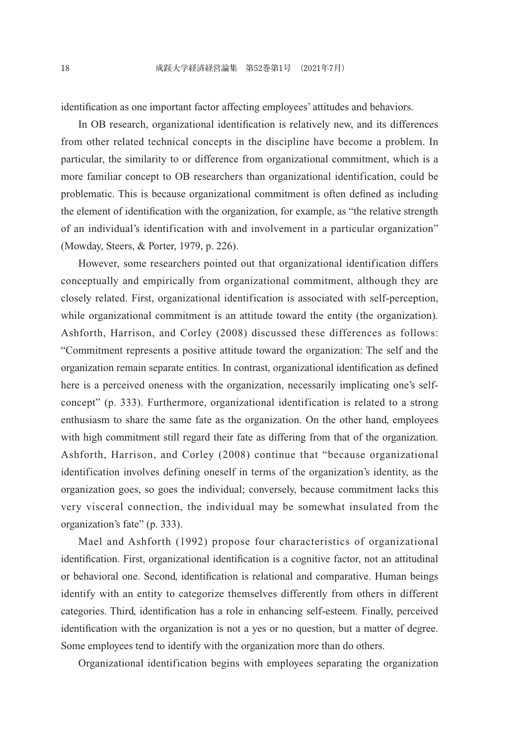identification as one important factor affecting employees' attitudes and behaviors.

In OB research, organizational identification is relatively new, and its differences from other related technical concepts in the discipline have become a problem. In particular, the similarity to or difference from organizational commitment, which is a more familiar concept to OB researchers than organizational identification, could be problematic. This is because organizational commitment is often defined as including the element of identification with the organization, for example, as "the relative strength of an individual's identification with and involvement in a particular organization" (Mowday, Steers, & Porter, 1979, p. 226).

However, some researchers pointed out that organizational identification differs conceptually and empirically from organizational commitment, although they are closely related. First, organizational identification is associated with self-perception, while organizational commitment is an attitude toward the entity (the organization). Ashforth, Harrison, and Corley (2008) discussed these differences as follows: "Commitment represents a positive attitude toward the organization: The self and the organization remain separate entities. In contrast, organizational identification as defined here is a perceived oneness with the organization, necessarily implicating one's self-concept" (p. 333). Furthermore, organizational identification is related to a strong enthusiasm to share the same fate as the organization. On the other hand, employees with high commitment still regard their fate as differing from that of the organization. Ashforth, Harrison, and Corley (2008) continue that "because organizational identification involves defining oneself in terms of the organization's identity, as the organization goes, so goes the individual; conversely, because commitment lacks this very visceral connection, the individual may be somewhat insulated from the organization's fate" (p. 333).

Mael and Ashforth (1992) propose four characteristics of organizational identification. First, organizational identification is a cognitive factor, not an attitudinal or behavioral one. Second, identification is relational and comparative. Human beings identify with an entity to categorize themselves differently from others in different categories. Third, identification has a role in enhancing self-esteem. Finally, perceived identification with the organization is not a yes or no question, but a matter of degree. Some employees tend to identify with the organization more than do others.

Organizational identification begins with employees separating the organization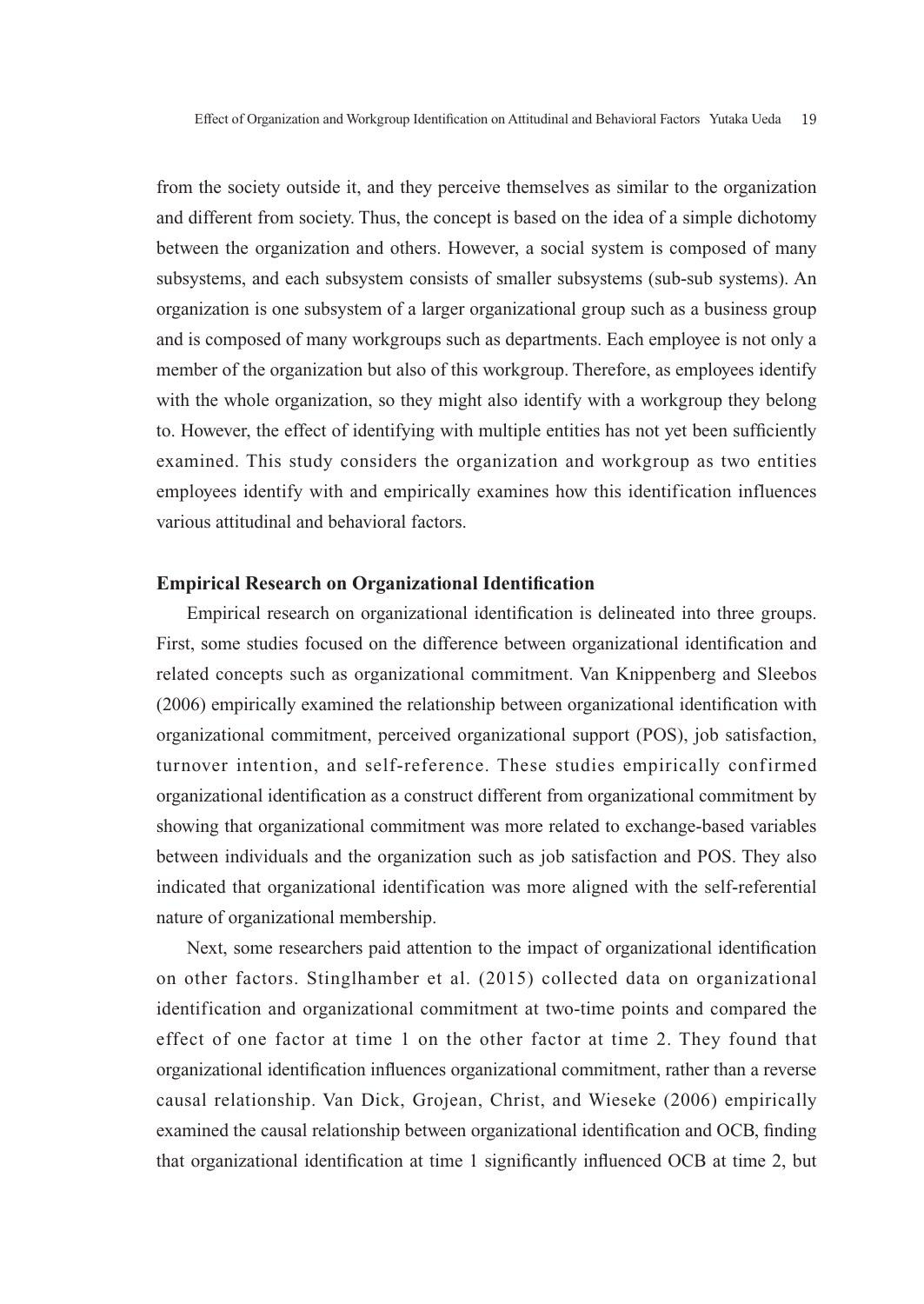from the society outside it, and they perceive themselves as similar to the organization and different from society. Thus, the concept is based on the idea of a simple dichotomy between the organization and others. However, a social system is composed of many subsystems, and each subsystem consists of smaller subsystems (sub-sub systems). An organization is one subsystem of a larger organizational group such as a business group and is composed of many workgroups such as departments. Each employee is not only a member of the organization but also of this workgroup. Therefore, as employees identify with the whole organization, so they might also identify with a workgroup they belong to. However, the effect of identifying with multiple entities has not yet been sufficiently examined. This study considers the organization and workgroup as two entities employees identify with and empirically examines how this identification influences various attitudinal and behavioral factors.

**Empirical Research on Organizational Identification**

Empirical research on organizational identification is delineated into three groups. First, some studies focused on the difference between organizational identification and related concepts such as organizational commitment. Van Knippenberg and Sleebos (2006) empirically examined the relationship between organizational identification with organizational commitment, perceived organizational support (POS), job satisfaction, turnover intention, and self-reference. These studies empirically confirmed organizational identification as a construct different from organizational commitment by showing that organizational commitment was more related to exchange-based variables between individuals and the organization such as job satisfaction and POS. They also indicated that organizational identification was more aligned with the self-referential nature of organizational membership.

Next, some researchers paid attention to the impact of organizational identification on other factors. Stinglhamber et al. (2015) collected data on organizational identification and organizational commitment at two-time points and compared the effect of one factor at time 1 on the other factor at time 2. They found that organizational identification influences organizational commitment, rather than a reverse causal relationship. Van Dick, Grojean, Christ, and Wieseke (2006) empirically examined the causal relationship between organizational identification and OCB, finding that organizational identification at time 1 significantly influenced OCB at time 2, but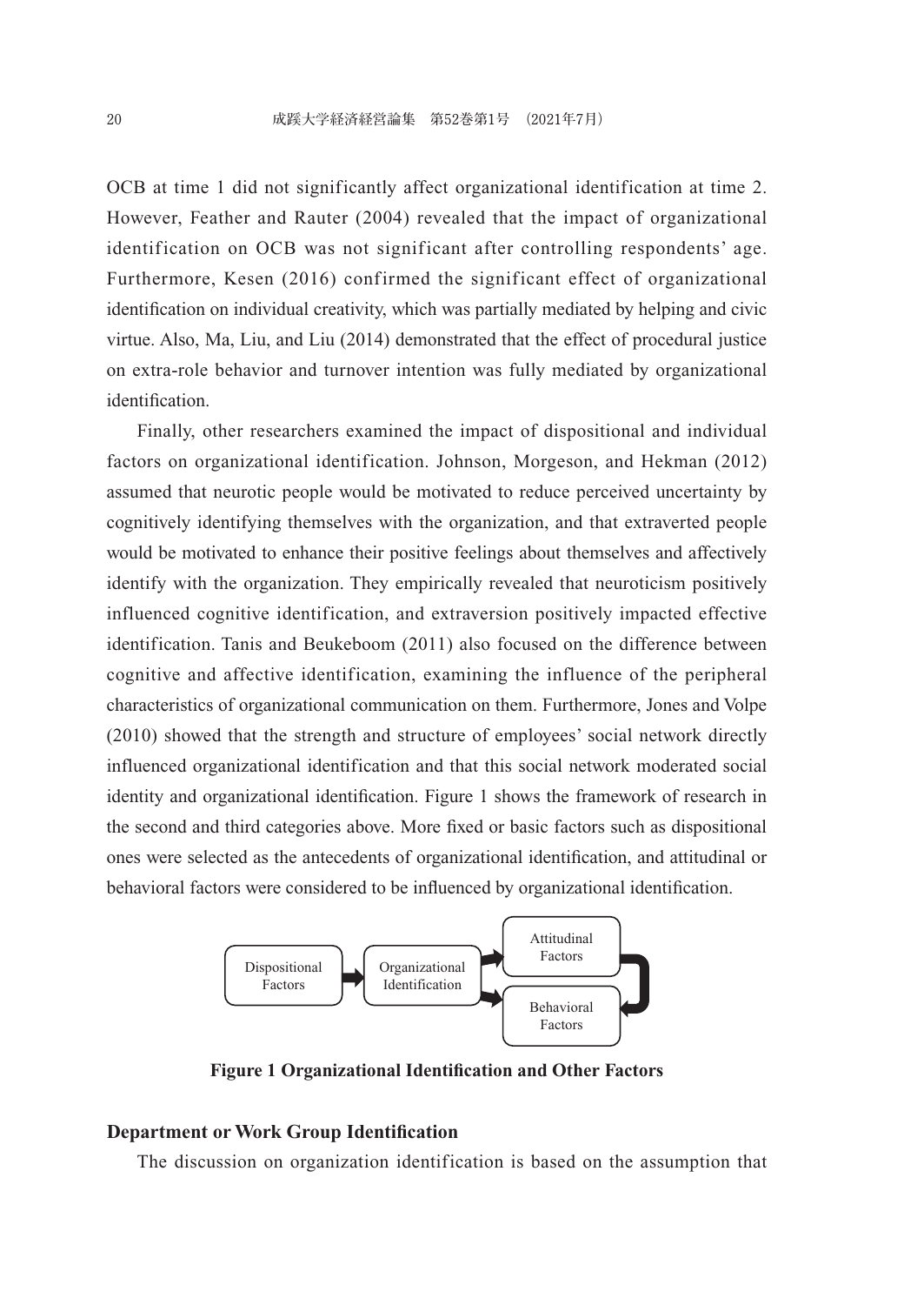OCB at time 1 did not significantly affect organizational identification at time 2. However, Feather and Rauter (2004) revealed that the impact of organizational identification on OCB was not significant after controlling respondents' age. Furthermore, Kesen (2016) confirmed the significant effect of organizational identification on individual creativity, which was partially mediated by helping and civic virtue. Also, Ma, Liu, and Liu (2014) demonstrated that the effect of procedural justice on extra-role behavior and turnover intention was fully mediated by organizational identification.

Finally, other researchers examined the impact of dispositional and individual factors on organizational identification. Johnson, Morgeson, and Hekman (2012) assumed that neurotic people would be motivated to reduce perceived uncertainty by cognitively identifying themselves with the organization, and that extraverted people would be motivated to enhance their positive feelings about themselves and affectively identify with the organization. They empirically revealed that neuroticism positively influenced cognitive identification, and extraversion positively impacted effective identification. Tanis and Beukeboom (2011) also focused on the difference between cognitive and affective identification, examining the influence of the peripheral characteristics of organizational communication on them. Furthermore, Jones and Volpe (2010) showed that the strength and structure of employees' social network directly influenced organizational identification and that this social network moderated social identity and organizational identification. Figure 1 shows the framework of research in the second and third categories above. More fixed or basic factors such as dispositional ones were selected as the antecedents of organizational identification, and attitudinal or behavioral factors were considered to be influenced by organizational identification.

Dispositional Factors → Organizational Identification → Attitudinal Factors / Behavioral Factors

**Figure 1 Organizational Identification and Other Factors**

## Department or Work Group Identification

The discussion on organization identification is based on the assumption that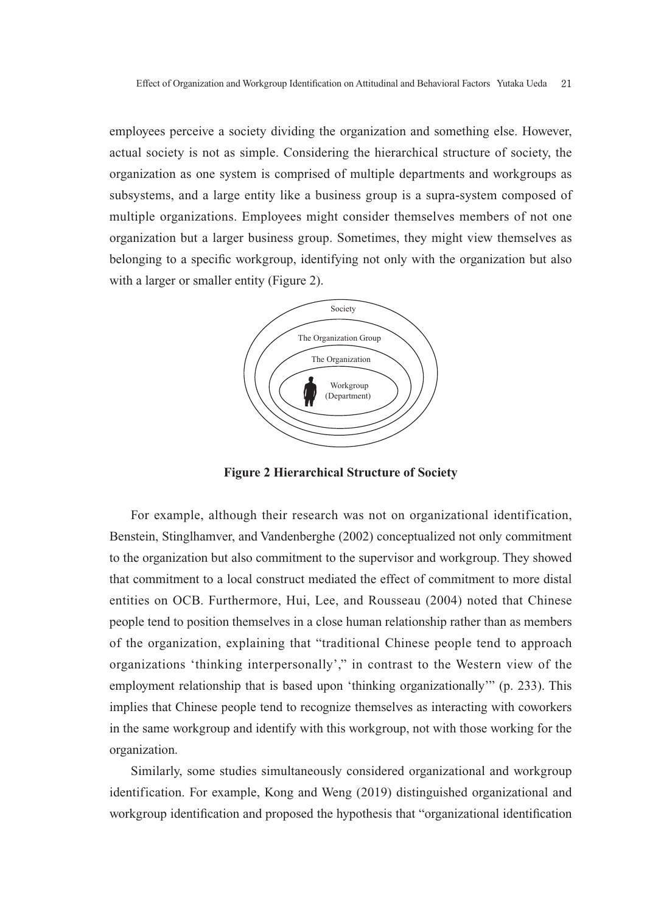employees perceive a society dividing the organization and something else. However, actual society is not as simple. Considering the hierarchical structure of society, the organization as one system is comprised of multiple departments and workgroups as subsystems, and a large entity like a business group is a supra-system composed of multiple organizations. Employees might consider themselves members of not one organization but a larger business group. Sometimes, they might view themselves as belonging to a specific workgroup, identifying not only with the organization but also with a larger or smaller entity (Figure 2).

Society

The Organization Group

The Organization

Workgroup
(Department)

**Figure 2 Hierarchical Structure of Society**

For example, although their research was not on organizational identification, Benstein, Stinglhamver, and Vandenberghe (2002) conceptualized not only commitment to the organization but also commitment to the supervisor and workgroup. They showed that commitment to a local construct mediated the effect of commitment to more distal entities on OCB. Furthermore, Hui, Lee, and Rousseau (2004) noted that Chinese people tend to position themselves in a close human relationship rather than as members of the organization, explaining that "traditional Chinese people tend to approach organizations 'thinking interpersonally'," in contrast to the Western view of the employment relationship that is based upon 'thinking organizationally'" (p. 233). This implies that Chinese people tend to recognize themselves as interacting with coworkers in the same workgroup and identify with this workgroup, not with those working for the organization.

Similarly, some studies simultaneously considered organizational and workgroup identification. For example, Kong and Weng (2019) distinguished organizational and workgroup identification and proposed the hypothesis that "organizational identification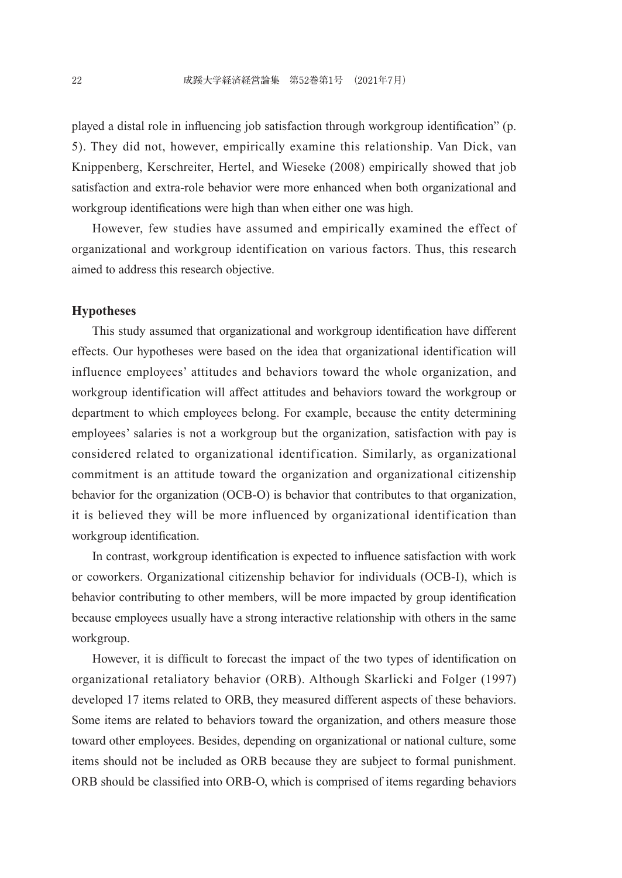played a distal role in influencing job satisfaction through workgroup identification" (p. 5). They did not, however, empirically examine this relationship. Van Dick, van Knippenberg, Kerschreiter, Hertel, and Wieseke (2008) empirically showed that job satisfaction and extra-role behavior were more enhanced when both organizational and workgroup identifications were high than when either one was high.

However, few studies have assumed and empirically examined the effect of organizational and workgroup identification on various factors. Thus, this research aimed to address this research objective.

## Hypotheses

This study assumed that organizational and workgroup identification have different effects. Our hypotheses were based on the idea that organizational identification will influence employees' attitudes and behaviors toward the whole organization, and workgroup identification will affect attitudes and behaviors toward the workgroup or department to which employees belong. For example, because the entity determining employees' salaries is not a workgroup but the organization, satisfaction with pay is considered related to organizational identification. Similarly, as organizational commitment is an attitude toward the organization and organizational citizenship behavior for the organization (OCB-O) is behavior that contributes to that organization, it is believed they will be more influenced by organizational identification than workgroup identification.

In contrast, workgroup identification is expected to influence satisfaction with work or coworkers. Organizational citizenship behavior for individuals (OCB-I), which is behavior contributing to other members, will be more impacted by group identification because employees usually have a strong interactive relationship with others in the same workgroup.

However, it is difficult to forecast the impact of the two types of identification on organizational retaliatory behavior (ORB). Although Skarlicki and Folger (1997) developed 17 items related to ORB, they measured different aspects of these behaviors. Some items are related to behaviors toward the organization, and others measure those toward other employees. Besides, depending on organizational or national culture, some items should not be included as ORB because they are subject to formal punishment. ORB should be classified into ORB-O, which is comprised of items regarding behaviors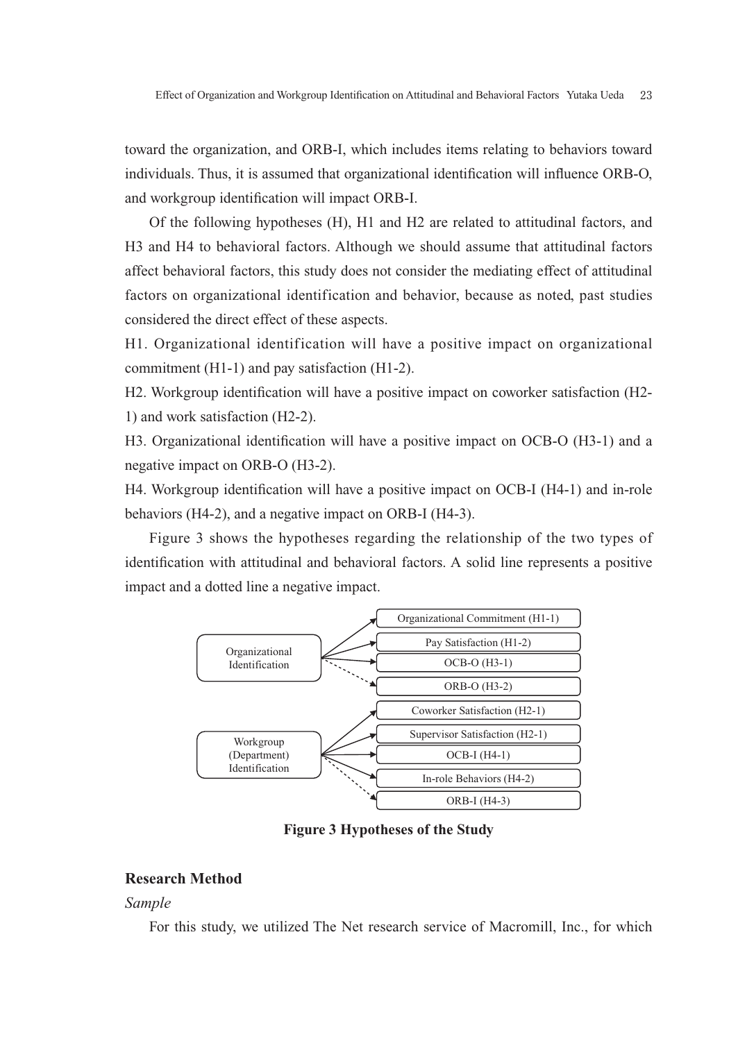toward the organization, and ORB-I, which includes items relating to behaviors toward individuals. Thus, it is assumed that organizational identification will influence ORB-O, and workgroup identification will impact ORB-I.

Of the following hypotheses (H), H1 and H2 are related to attitudinal factors, and H3 and H4 to behavioral factors. Although we should assume that attitudinal factors affect behavioral factors, this study does not consider the mediating effect of attitudinal factors on organizational identification and behavior, because as noted, past studies considered the direct effect of these aspects.

H1. Organizational identification will have a positive impact on organizational commitment (H1-1) and pay satisfaction (H1-2).

H2. Workgroup identification will have a positive impact on coworker satisfaction (H2-1) and work satisfaction (H2-2).

H3. Organizational identification will have a positive impact on OCB-O (H3-1) and a negative impact on ORB-O (H3-2).

H4. Workgroup identification will have a positive impact on OCB-I (H4-1) and in-role behaviors (H4-2), and a negative impact on ORB-I (H4-3).

Figure 3 shows the hypotheses regarding the relationship of the two types of identification with attitudinal and behavioral factors. A solid line represents a positive impact and a dotted line a negative impact.

Organizational Identification → Organizational Commitment (H1-1); Pay Satisfaction (H1-2); OCB-O (H3-1); ORB-O (H3-2)

Workgroup (Department) Identification → Coworker Satisfaction (H2-1); Supervisor Satisfaction (H2-1); OCB-I (H4-1); In-role Behaviors (H4-2); ORB-I (H4-3)

**Figure 3 Hypotheses of the Study**

## Research Method

### *Sample*

For this study, we utilized The Net research service of Macromill, Inc., for which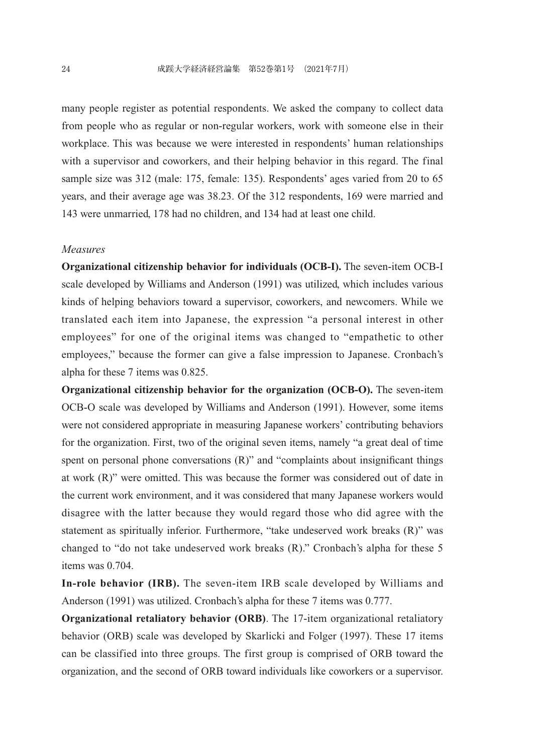many people register as potential respondents. We asked the company to collect data from people who as regular or non-regular workers, work with someone else in their workplace. This was because we were interested in respondents' human relationships with a supervisor and coworkers, and their helping behavior in this regard. The final sample size was 312 (male: 175, female: 135). Respondents' ages varied from 20 to 65 years, and their average age was 38.23. Of the 312 respondents, 169 were married and 143 were unmarried, 178 had no children, and 134 had at least one child.

### *Measures*

**Organizational citizenship behavior for individuals (OCB-I).** The seven-item OCB-I scale developed by Williams and Anderson (1991) was utilized, which includes various kinds of helping behaviors toward a supervisor, coworkers, and newcomers. While we translated each item into Japanese, the expression "a personal interest in other employees" for one of the original items was changed to "empathetic to other employees," because the former can give a false impression to Japanese. Cronbach's alpha for these 7 items was 0.825.

**Organizational citizenship behavior for the organization (OCB-O).** The seven-item OCB-O scale was developed by Williams and Anderson (1991). However, some items were not considered appropriate in measuring Japanese workers' contributing behaviors for the organization. First, two of the original seven items, namely "a great deal of time spent on personal phone conversations (R)" and "complaints about insignificant things at work (R)" were omitted. This was because the former was considered out of date in the current work environment, and it was considered that many Japanese workers would disagree with the latter because they would regard those who did agree with the statement as spiritually inferior. Furthermore, "take undeserved work breaks (R)" was changed to "do not take undeserved work breaks (R)." Cronbach's alpha for these 5 items was 0.704.

**In-role behavior (IRB).** The seven-item IRB scale developed by Williams and Anderson (1991) was utilized. Cronbach's alpha for these 7 items was 0.777.

**Organizational retaliatory behavior (ORB)**. The 17-item organizational retaliatory behavior (ORB) scale was developed by Skarlicki and Folger (1997). These 17 items can be classified into three groups. The first group is comprised of ORB toward the organization, and the second of ORB toward individuals like coworkers or a supervisor.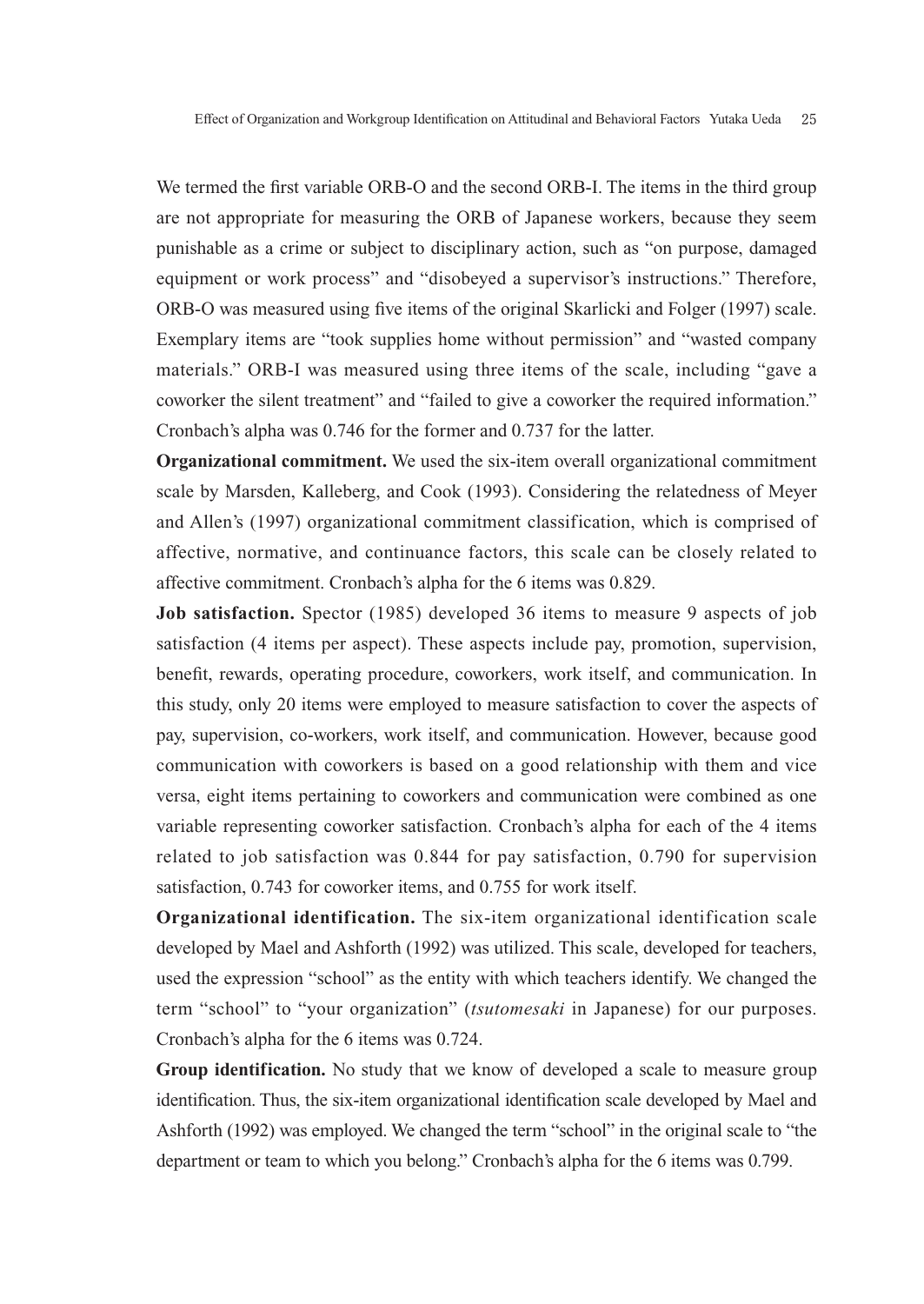We termed the first variable ORB-O and the second ORB-I. The items in the third group are not appropriate for measuring the ORB of Japanese workers, because they seem punishable as a crime or subject to disciplinary action, such as "on purpose, damaged equipment or work process" and "disobeyed a supervisor's instructions." Therefore, ORB-O was measured using five items of the original Skarlicki and Folger (1997) scale. Exemplary items are "took supplies home without permission" and "wasted company materials." ORB-I was measured using three items of the scale, including "gave a coworker the silent treatment" and "failed to give a coworker the required information." Cronbach's alpha was 0.746 for the former and 0.737 for the latter.

**Organizational commitment.** We used the six-item overall organizational commitment scale by Marsden, Kalleberg, and Cook (1993). Considering the relatedness of Meyer and Allen's (1997) organizational commitment classification, which is comprised of affective, normative, and continuance factors, this scale can be closely related to affective commitment. Cronbach's alpha for the 6 items was 0.829.

**Job satisfaction.** Spector (1985) developed 36 items to measure 9 aspects of job satisfaction (4 items per aspect). These aspects include pay, promotion, supervision, benefit, rewards, operating procedure, coworkers, work itself, and communication. In this study, only 20 items were employed to measure satisfaction to cover the aspects of pay, supervision, co-workers, work itself, and communication. However, because good communication with coworkers is based on a good relationship with them and vice versa, eight items pertaining to coworkers and communication were combined as one variable representing coworker satisfaction. Cronbach's alpha for each of the 4 items related to job satisfaction was 0.844 for pay satisfaction, 0.790 for supervision satisfaction, 0.743 for coworker items, and 0.755 for work itself.

**Organizational identification.** The six-item organizational identification scale developed by Mael and Ashforth (1992) was utilized. This scale, developed for teachers, used the expression "school" as the entity with which teachers identify. We changed the term "school" to "your organization" (*tsutomesaki* in Japanese) for our purposes. Cronbach's alpha for the 6 items was 0.724.

**Group identification.** No study that we know of developed a scale to measure group identification. Thus, the six-item organizational identification scale developed by Mael and Ashforth (1992) was employed. We changed the term "school" in the original scale to "the department or team to which you belong." Cronbach's alpha for the 6 items was 0.799.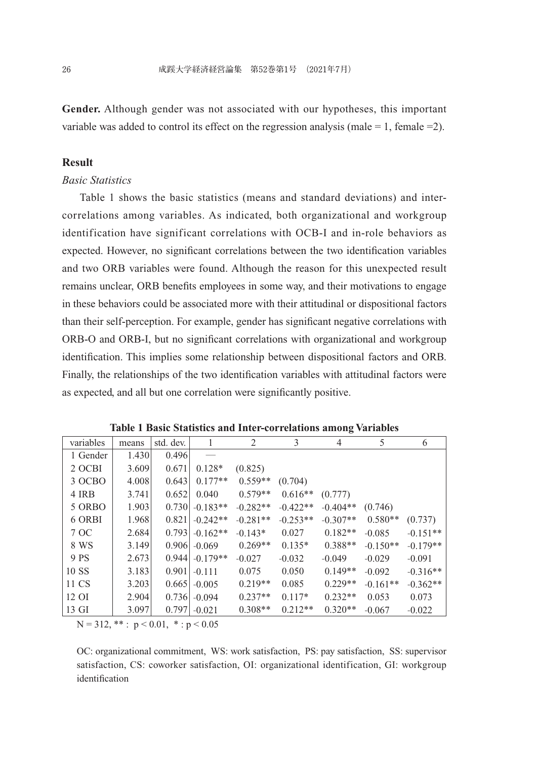**Gender.** Although gender was not associated with our hypotheses, this important variable was added to control its effect on the regression analysis (male = 1, female =2).

## Result

### *Basic Statistics*

Table 1 shows the basic statistics (means and standard deviations) and inter-correlations among variables. As indicated, both organizational and workgroup identification have significant correlations with OCB-I and in-role behaviors as expected. However, no significant correlations between the two identification variables and two ORB variables were found. Although the reason for this unexpected result remains unclear, ORB benefits employees in some way, and their motivations to engage in these behaviors could be associated more with their attitudinal or dispositional factors than their self-perception. For example, gender has significant negative correlations with ORB-O and ORB-I, but no significant correlations with organizational and workgroup identification. This implies some relationship between dispositional factors and ORB. Finally, the relationships of the two identification variables with attitudinal factors were as expected, and all but one correlation were significantly positive.

**Table 1 Basic Statistics and Inter-correlations among Variables**

| variables | means | std. dev. | 1 | 2 | 3 | 4 | 5 | 6 |
|---|---|---|---|---|---|---|---|---|
| 1 Gender | 1.430 | 0.496 | — | | | | | |
| 2 OCBI | 3.609 | 0.671 | 0.128* | (0.825) | | | | |
| 3 OCBO | 4.008 | 0.643 | 0.177** | 0.559** | (0.704) | | | |
| 4 IRB | 3.741 | 0.652 | 0.040 | 0.579** | 0.616** | (0.777) | | |
| 5 ORBO | 1.903 | 0.730 | -0.183** | -0.282** | -0.422** | -0.404** | (0.746) | |
| 6 ORBI | 1.968 | 0.821 | -0.242** | -0.281** | -0.253** | -0.307** | 0.580** | (0.737) |
| 7 OC | 2.684 | 0.793 | -0.162** | -0.143* | 0.027 | 0.182** | -0.085 | -0.151** |
| 8 WS | 3.149 | 0.906 | -0.069 | 0.269** | 0.135* | 0.388** | -0.150** | -0.179** |
| 9 PS | 2.673 | 0.944 | -0.179** | -0.027 | -0.032 | -0.049 | -0.029 | -0.091 |
| 10 SS | 3.183 | 0.901 | -0.111 | 0.075 | 0.050 | 0.149** | -0.092 | -0.316** |
| 11 CS | 3.203 | 0.665 | -0.005 | 0.219** | 0.085 | 0.229** | -0.161** | -0.362** |
| 12 OI | 2.904 | 0.736 | -0.094 | 0.237** | 0.117* | 0.232** | 0.053 | 0.073 |
| 13 GI | 3.097 | 0.797 | -0.021 | 0.308** | 0.212** | 0.320** | -0.067 | -0.022 |

N = 312, ** : $p < 0.01$, * : $p < 0.05$

OC: organizational commitment, WS: work satisfaction, PS: pay satisfaction, SS: supervisor satisfaction, CS: coworker satisfaction, OI: organizational identification, GI: workgroup identification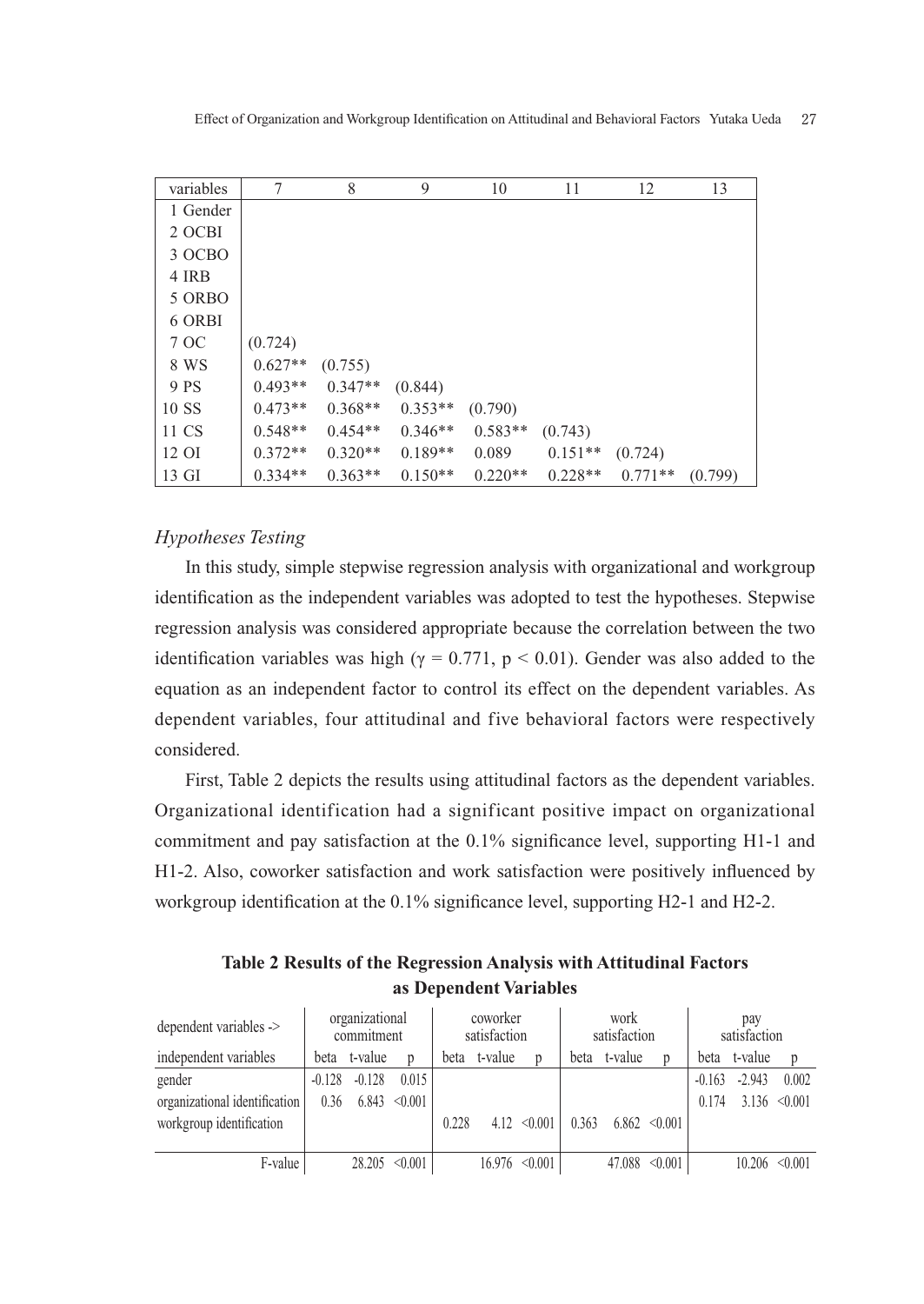| variables | 7 | 8 | 9 | 10 | 11 | 12 | 13 |
|---|---|---|---|---|---|---|---|
| 1 Gender | | | | | | | |
| 2 OCBI | | | | | | | |
| 3 OCBO | | | | | | | |
| 4 IRB | | | | | | | |
| 5 ORBO | | | | | | | |
| 6 ORBI | | | | | | | |
| 7 OC | (0.724) | | | | | | |
| 8 WS | 0.627** | (0.755) | | | | | |
| 9 PS | 0.493** | 0.347** | (0.844) | | | | |
| 10 SS | 0.473** | 0.368** | 0.353** | (0.790) | | | |
| 11 CS | 0.548** | 0.454** | 0.346** | 0.583** | (0.743) | | |
| 12 OI | 0.372** | 0.320** | 0.189** | 0.089 | 0.151** | (0.724) | |
| 13 GI | 0.334** | 0.363** | 0.150** | 0.220** | 0.228** | 0.771** | (0.799) |

*Hypotheses Testing*

In this study, simple stepwise regression analysis with organizational and workgroup identification as the independent variables was adopted to test the hypotheses. Stepwise regression analysis was considered appropriate because the correlation between the two identification variables was high ($\gamma = 0.771$, $p < 0.01$). Gender was also added to the equation as an independent factor to control its effect on the dependent variables. As dependent variables, four attitudinal and five behavioral factors were respectively considered.

First, Table 2 depicts the results using attitudinal factors as the dependent variables. Organizational identification had a significant positive impact on organizational commitment and pay satisfaction at the 0.1% significance level, supporting H1-1 and H1-2. Also, coworker satisfaction and work satisfaction were positively influenced by workgroup identification at the 0.1% significance level, supporting H2-1 and H2-2.

**Table 2 Results of the Regression Analysis with Attitudinal Factors as Dependent Variables**

| dependent variables -> | organizational commitment | | | coworker satisfaction | | | work satisfaction | | | pay satisfaction | | |
|---|---|---|---|---|---|---|---|---|---|---|---|---|
| independent variables | beta | t-value | p | beta | t-value | p | beta | t-value | p | beta | t-value | p |
| gender | -0.128 | -0.128 | 0.015 | | | | | | | -0.163 | -2.943 | 0.002 |
| organizational identification | 0.36 | 6.843 | <0.001 | | | | | | | 0.174 | 3.136 | <0.001 |
| workgroup identification | | | | 0.228 | 4.12 | <0.001 | 0.363 | 6.862 | <0.001 | | | |
| F-value | | 28.205 | <0.001 | | 16.976 | <0.001 | | 47.088 | <0.001 | | 10.206 | <0.001 |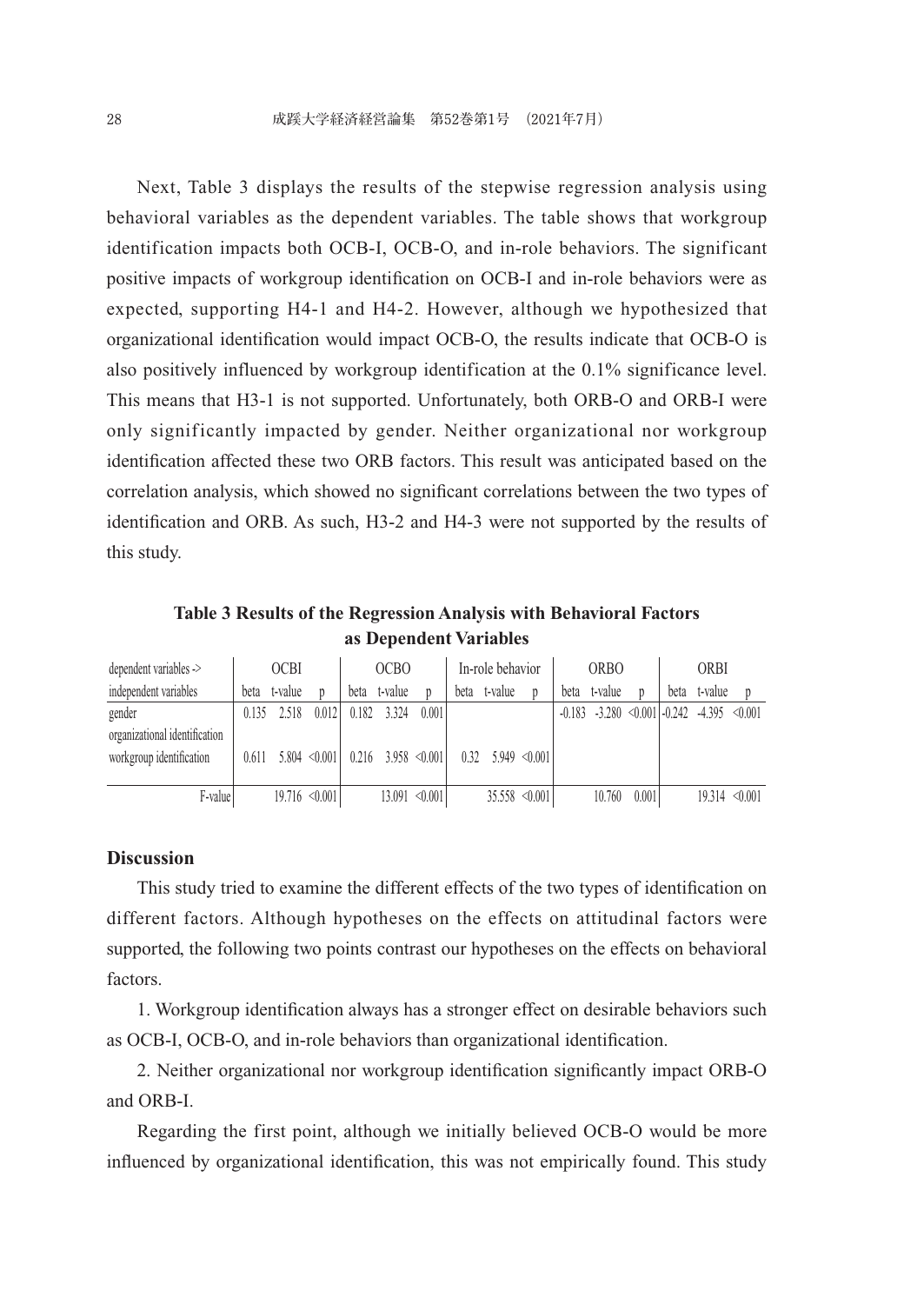Next, Table 3 displays the results of the stepwise regression analysis using behavioral variables as the dependent variables. The table shows that workgroup identification impacts both OCB-I, OCB-O, and in-role behaviors. The significant positive impacts of workgroup identification on OCB-I and in-role behaviors were as expected, supporting H4-1 and H4-2. However, although we hypothesized that organizational identification would impact OCB-O, the results indicate that OCB-O is also positively influenced by workgroup identification at the 0.1% significance level. This means that H3-1 is not supported. Unfortunately, both ORB-O and ORB-I were only significantly impacted by gender. Neither organizational nor workgroup identification affected these two ORB factors. This result was anticipated based on the correlation analysis, which showed no significant correlations between the two types of identification and ORB. As such, H3-2 and H4-3 were not supported by the results of this study.

**Table 3 Results of the Regression Analysis with Behavioral Factors as Dependent Variables**

| dependent variables -> | OCBI | | | OCBO | | | In-role behavior | | | ORBO | | | ORBI | | |
|---|---|---|---|---|---|---|---|---|---|---|---|---|---|---|---|
| independent variables | beta | t-value | p | beta | t-value | p | beta | t-value | p | beta | t-value | p | beta | t-value | p |
| gender | 0.135 | 2.518 | 0.012 | 0.182 | 3.324 | 0.001 | | | | -0.183 | -3.280 | <0.001 | -0.242 | -4.395 | <0.001 |
| organizational identification | | | | | | | | | | | | | | | |
| workgroup identification | 0.611 | 5.804 | <0.001 | 0.216 | 3.958 | <0.001 | 0.32 | 5.949 | <0.001 | | | | | | |
| F-value | | 19.716 | <0.001 | | 13.091 | <0.001 | | 35.558 | <0.001 | | 10.760 | 0.001 | | 19.314 | <0.001 |

## Discussion

This study tried to examine the different effects of the two types of identification on different factors. Although hypotheses on the effects on attitudinal factors were supported, the following two points contrast our hypotheses on the effects on behavioral factors.

1. Workgroup identification always has a stronger effect on desirable behaviors such as OCB-I, OCB-O, and in-role behaviors than organizational identification.

2. Neither organizational nor workgroup identification significantly impact ORB-O and ORB-I.

Regarding the first point, although we initially believed OCB-O would be more influenced by organizational identification, this was not empirically found. This study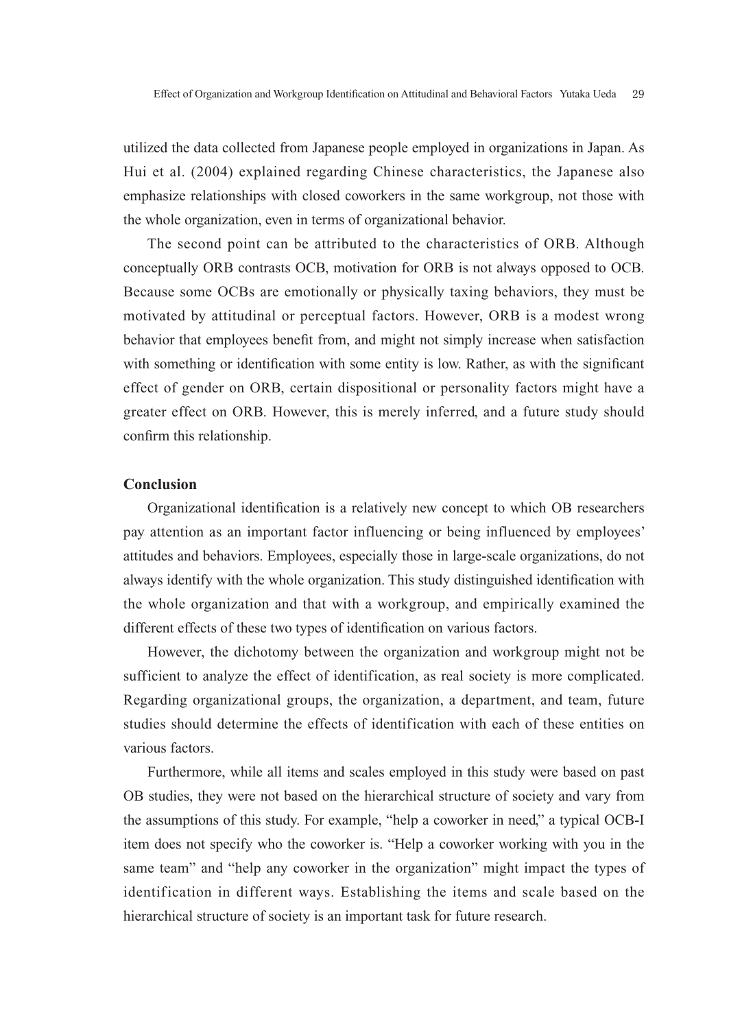utilized the data collected from Japanese people employed in organizations in Japan. As Hui et al. (2004) explained regarding Chinese characteristics, the Japanese also emphasize relationships with closed coworkers in the same workgroup, not those with the whole organization, even in terms of organizational behavior.

The second point can be attributed to the characteristics of ORB. Although conceptually ORB contrasts OCB, motivation for ORB is not always opposed to OCB. Because some OCBs are emotionally or physically taxing behaviors, they must be motivated by attitudinal or perceptual factors. However, ORB is a modest wrong behavior that employees benefit from, and might not simply increase when satisfaction with something or identification with some entity is low. Rather, as with the significant effect of gender on ORB, certain dispositional or personality factors might have a greater effect on ORB. However, this is merely inferred, and a future study should confirm this relationship.

## Conclusion

Organizational identification is a relatively new concept to which OB researchers pay attention as an important factor influencing or being influenced by employees' attitudes and behaviors. Employees, especially those in large-scale organizations, do not always identify with the whole organization. This study distinguished identification with the whole organization and that with a workgroup, and empirically examined the different effects of these two types of identification on various factors.

However, the dichotomy between the organization and workgroup might not be sufficient to analyze the effect of identification, as real society is more complicated. Regarding organizational groups, the organization, a department, and team, future studies should determine the effects of identification with each of these entities on various factors.

Furthermore, while all items and scales employed in this study were based on past OB studies, they were not based on the hierarchical structure of society and vary from the assumptions of this study. For example, "help a coworker in need," a typical OCB-I item does not specify who the coworker is. "Help a coworker working with you in the same team" and "help any coworker in the organization" might impact the types of identification in different ways. Establishing the items and scale based on the hierarchical structure of society is an important task for future research.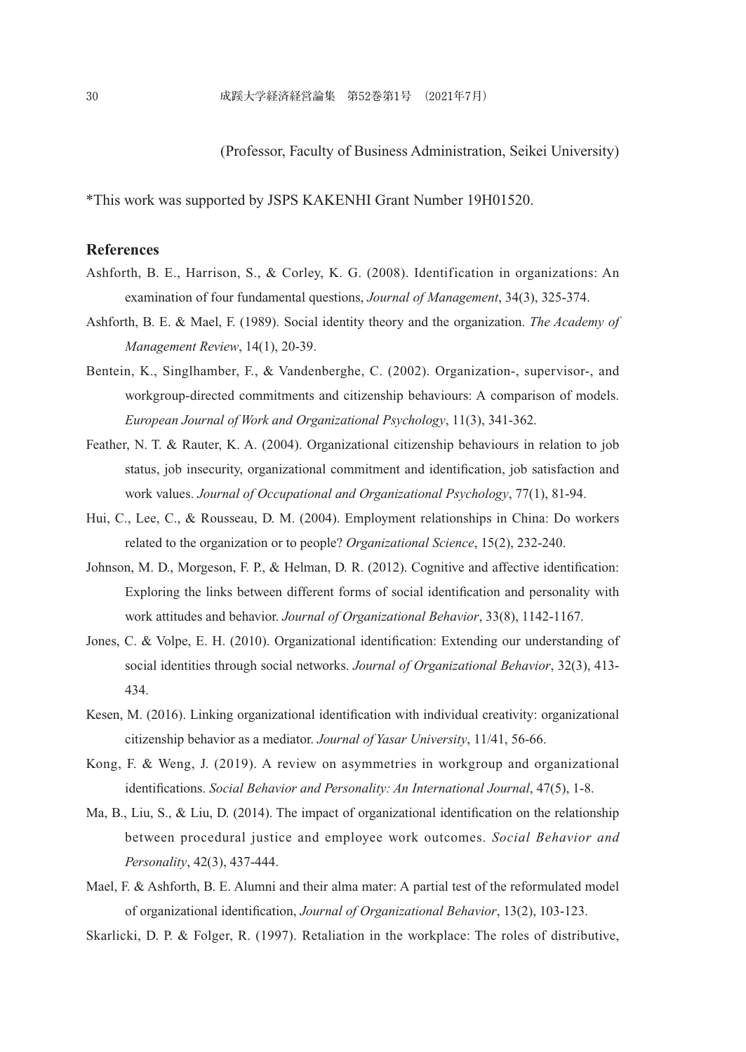(Professor, Faculty of Business Administration, Seikei University)

*This work was supported by JSPS KAKENHI Grant Number 19H01520.

## References

Ashforth, B. E., Harrison, S., & Corley, K. G. (2008). Identification in organizations: An examination of four fundamental questions, *Journal of Management*, 34(3), 325-374.

Ashforth, B. E. & Mael, F. (1989). Social identity theory and the organization. *The Academy of Management Review*, 14(1), 20-39.

Bentein, K., Singlhamber, F., & Vandenberghe, C. (2002). Organization-, supervisor-, and workgroup-directed commitments and citizenship behaviours: A comparison of models. *European Journal of Work and Organizational Psychology*, 11(3), 341-362.

Feather, N. T. & Rauter, K. A. (2004). Organizational citizenship behaviours in relation to job status, job insecurity, organizational commitment and identification, job satisfaction and work values. *Journal of Occupational and Organizational Psychology*, 77(1), 81-94.

Hui, C., Lee, C., & Rousseau, D. M. (2004). Employment relationships in China: Do workers related to the organization or to people? *Organizational Science*, 15(2), 232-240.

Johnson, M. D., Morgeson, F. P., & Helman, D. R. (2012). Cognitive and affective identification: Exploring the links between different forms of social identification and personality with work attitudes and behavior. *Journal of Organizational Behavior*, 33(8), 1142-1167.

Jones, C. & Volpe, E. H. (2010). Organizational identification: Extending our understanding of social identities through social networks. *Journal of Organizational Behavior*, 32(3), 413-434.

Kesen, M. (2016). Linking organizational identification with individual creativity: organizational citizenship behavior as a mediator. *Journal of Yasar University*, 11/41, 56-66.

Kong, F. & Weng, J. (2019). A review on asymmetries in workgroup and organizational identifications. *Social Behavior and Personality: An International Journal*, 47(5), 1-8.

Ma, B., Liu, S., & Liu, D. (2014). The impact of organizational identification on the relationship between procedural justice and employee work outcomes. *Social Behavior and Personality*, 42(3), 437-444.

Mael, F. & Ashforth, B. E. Alumni and their alma mater: A partial test of the reformulated model of organizational identification, *Journal of Organizational Behavior*, 13(2), 103-123.

Skarlicki, D. P. & Folger, R. (1997). Retaliation in the workplace: The roles of distributive,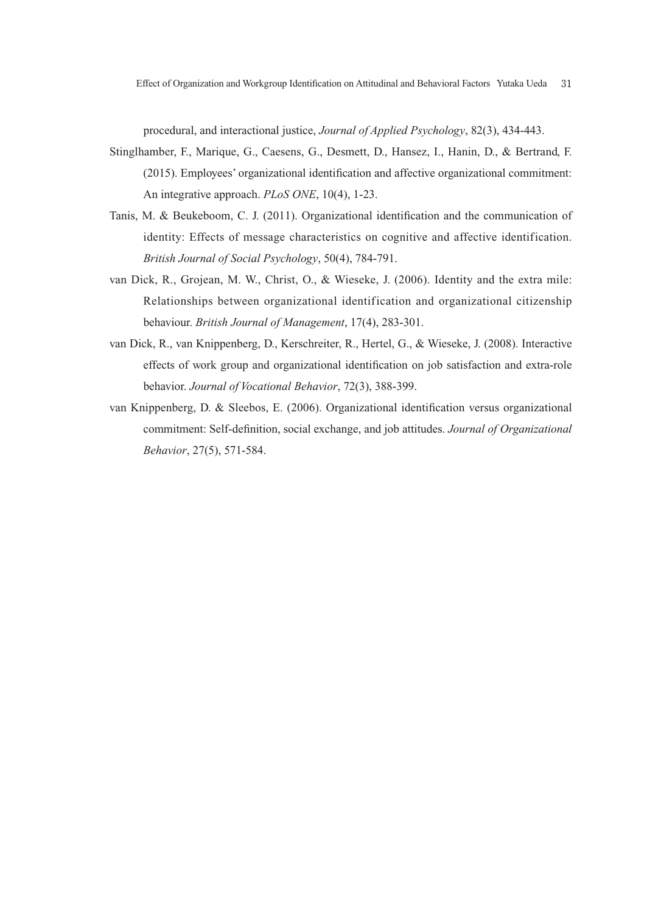procedural, and interactional justice, *Journal of Applied Psychology*, 82(3), 434-443.

Stinglhamber, F., Marique, G., Caesens, G., Desmett, D., Hansez, I., Hanin, D., & Bertrand, F. (2015). Employees' organizational identification and affective organizational commitment: An integrative approach. *PLoS ONE*, 10(4), 1-23.

Tanis, M. & Beukeboom, C. J. (2011). Organizational identification and the communication of identity: Effects of message characteristics on cognitive and affective identification. *British Journal of Social Psychology*, 50(4), 784-791.

van Dick, R., Grojean, M. W., Christ, O., & Wieseke, J. (2006). Identity and the extra mile: Relationships between organizational identification and organizational citizenship behaviour. *British Journal of Management*, 17(4), 283-301.

van Dick, R., van Knippenberg, D., Kerschreiter, R., Hertel, G., & Wieseke, J. (2008). Interactive effects of work group and organizational identification on job satisfaction and extra-role behavior. *Journal of Vocational Behavior*, 72(3), 388-399.

van Knippenberg, D. & Sleebos, E. (2006). Organizational identification versus organizational commitment: Self-definition, social exchange, and job attitudes. *Journal of Organizational Behavior*, 27(5), 571-584.